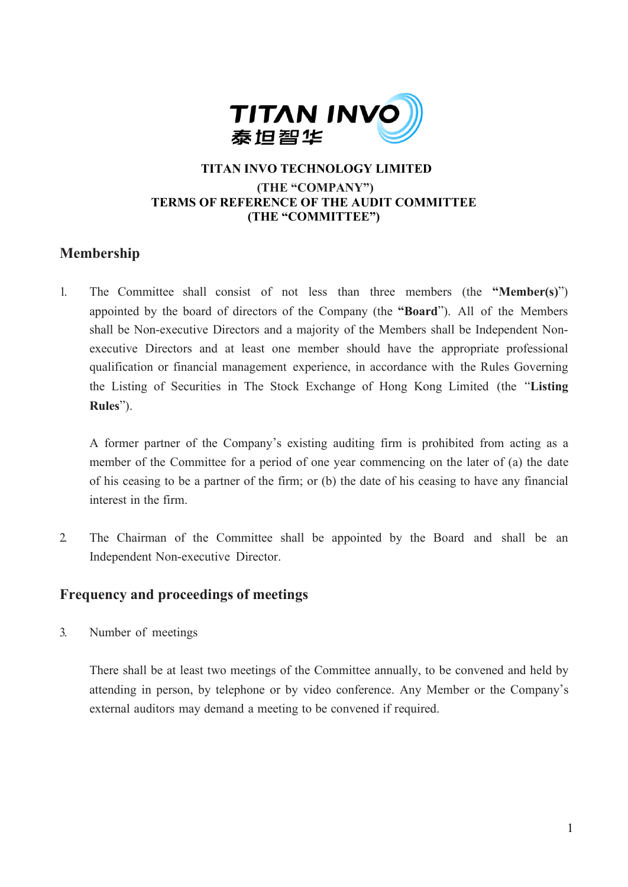**TITAN INVO TECHNOLOGY LIMITED**

**(THE "COMPANY")**

**TERMS OF REFERENCE OF THE AUDIT COMMITTEE**

**(THE "COMMITTEE")**

## Membership

1. The Committee shall consist of not less than three members (the **"Member(s)**") appointed by the board of directors of the Company (the **"Board**"). All of the Members shall be Non-executive Directors and a majority of the Members shall be Independent Non-executive Directors and at least one member should have the appropriate professional qualification or financial management experience, in accordance with the Rules Governing the Listing of Securities in The Stock Exchange of Hong Kong Limited (the "**Listing Rules**").

   A former partner of the Company's existing auditing firm is prohibited from acting as a member of the Committee for a period of one year commencing on the later of (a) the date of his ceasing to be a partner of the firm; or (b) the date of his ceasing to have any financial interest in the firm.

2. The Chairman of the Committee shall be appointed by the Board and shall be an Independent Non-executive Director.

## Frequency and proceedings of meetings

3. Number of meetings

   There shall be at least two meetings of the Committee annually, to be convened and held by attending in person, by telephone or by video conference. Any Member or the Company's external auditors may demand a meeting to be convened if required.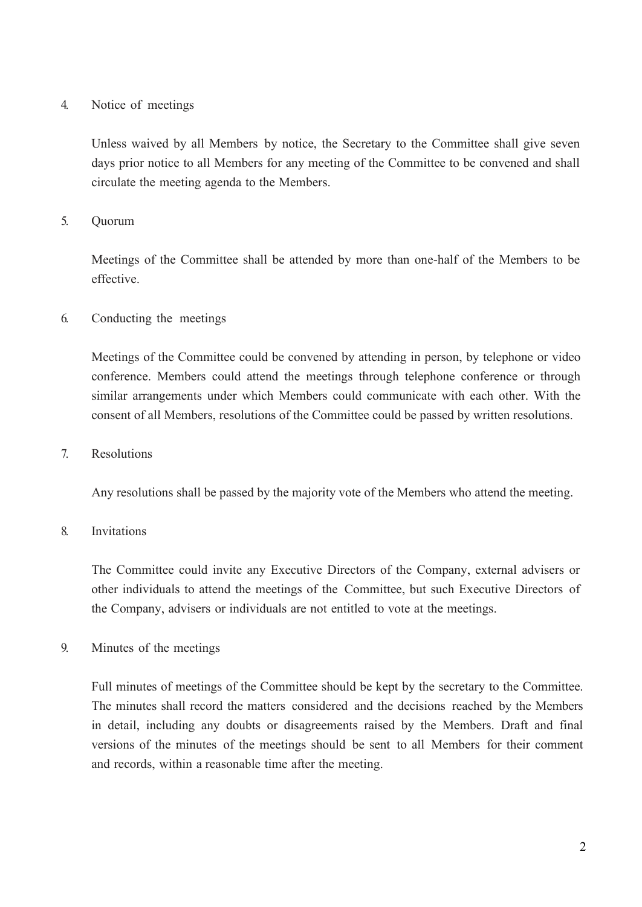4. Notice of meetings

   Unless waived by all Members by notice, the Secretary to the Committee shall give seven days prior notice to all Members for any meeting of the Committee to be convened and shall circulate the meeting agenda to the Members.

5. Quorum

   Meetings of the Committee shall be attended by more than one-half of the Members to be effective.

6. Conducting the meetings

   Meetings of the Committee could be convened by attending in person, by telephone or video conference. Members could attend the meetings through telephone conference or through similar arrangements under which Members could communicate with each other. With the consent of all Members, resolutions of the Committee could be passed by written resolutions.

7. Resolutions

   Any resolutions shall be passed by the majority vote of the Members who attend the meeting.

8. Invitations

   The Committee could invite any Executive Directors of the Company, external advisers or other individuals to attend the meetings of the Committee, but such Executive Directors of the Company, advisers or individuals are not entitled to vote at the meetings.

9. Minutes of the meetings

   Full minutes of meetings of the Committee should be kept by the secretary to the Committee. The minutes shall record the matters considered and the decisions reached by the Members in detail, including any doubts or disagreements raised by the Members. Draft and final versions of the minutes of the meetings should be sent to all Members for their comment and records, within a reasonable time after the meeting.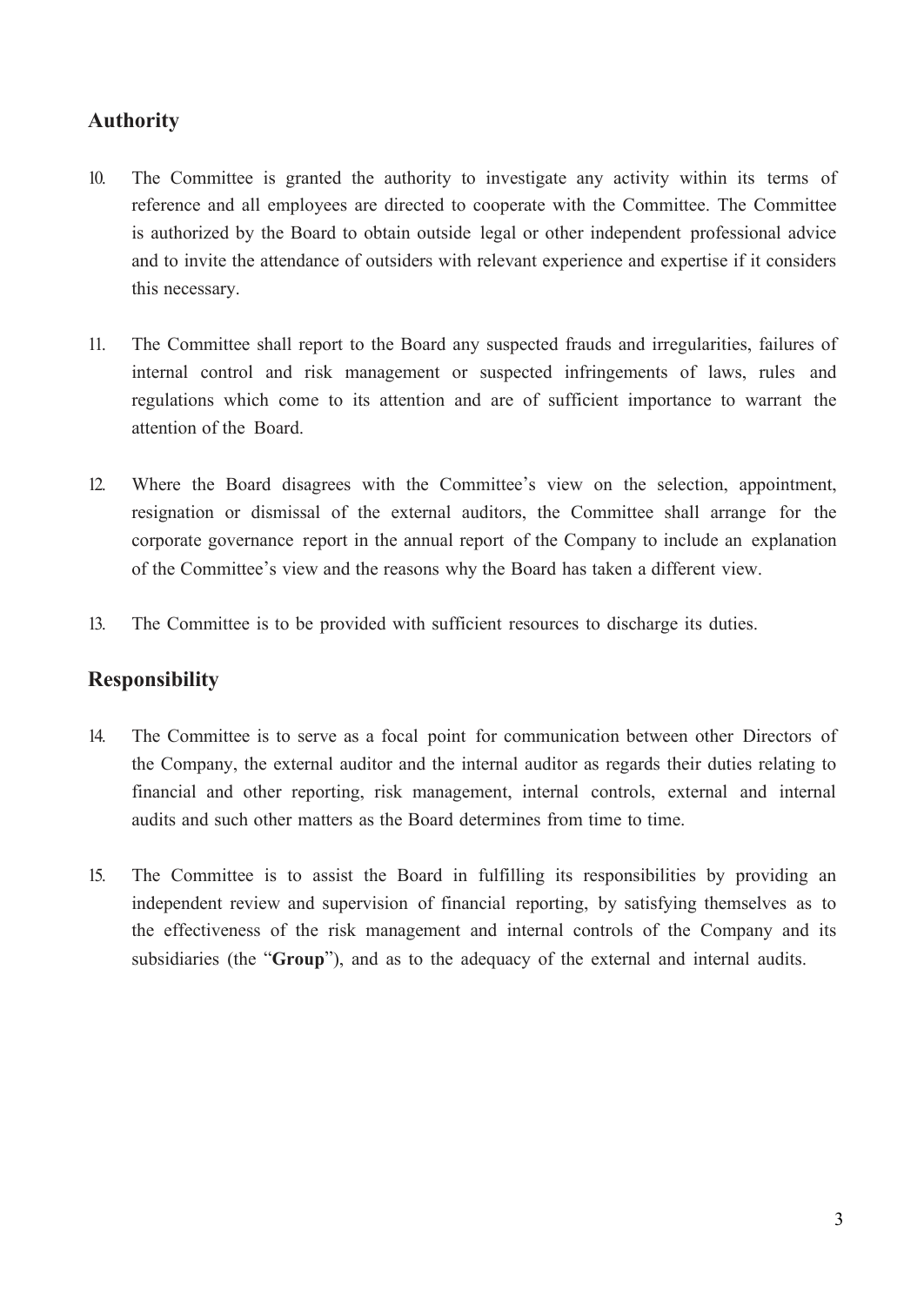## Authority

10. The Committee is granted the authority to investigate any activity within its terms of reference and all employees are directed to cooperate with the Committee. The Committee is authorized by the Board to obtain outside legal or other independent professional advice and to invite the attendance of outsiders with relevant experience and expertise if it considers this necessary.

11. The Committee shall report to the Board any suspected frauds and irregularities, failures of internal control and risk management or suspected infringements of laws, rules and regulations which come to its attention and are of sufficient importance to warrant the attention of the Board.

12. Where the Board disagrees with the Committee's view on the selection, appointment, resignation or dismissal of the external auditors, the Committee shall arrange for the corporate governance report in the annual report of the Company to include an explanation of the Committee's view and the reasons why the Board has taken a different view.

13. The Committee is to be provided with sufficient resources to discharge its duties.

## Responsibility

14. The Committee is to serve as a focal point for communication between other Directors of the Company, the external auditor and the internal auditor as regards their duties relating to financial and other reporting, risk management, internal controls, external and internal audits and such other matters as the Board determines from time to time.

15. The Committee is to assist the Board in fulfilling its responsibilities by providing an independent review and supervision of financial reporting, by satisfying themselves as to the effectiveness of the risk management and internal controls of the Company and its subsidiaries (the "**Group**"), and as to the adequacy of the external and internal audits.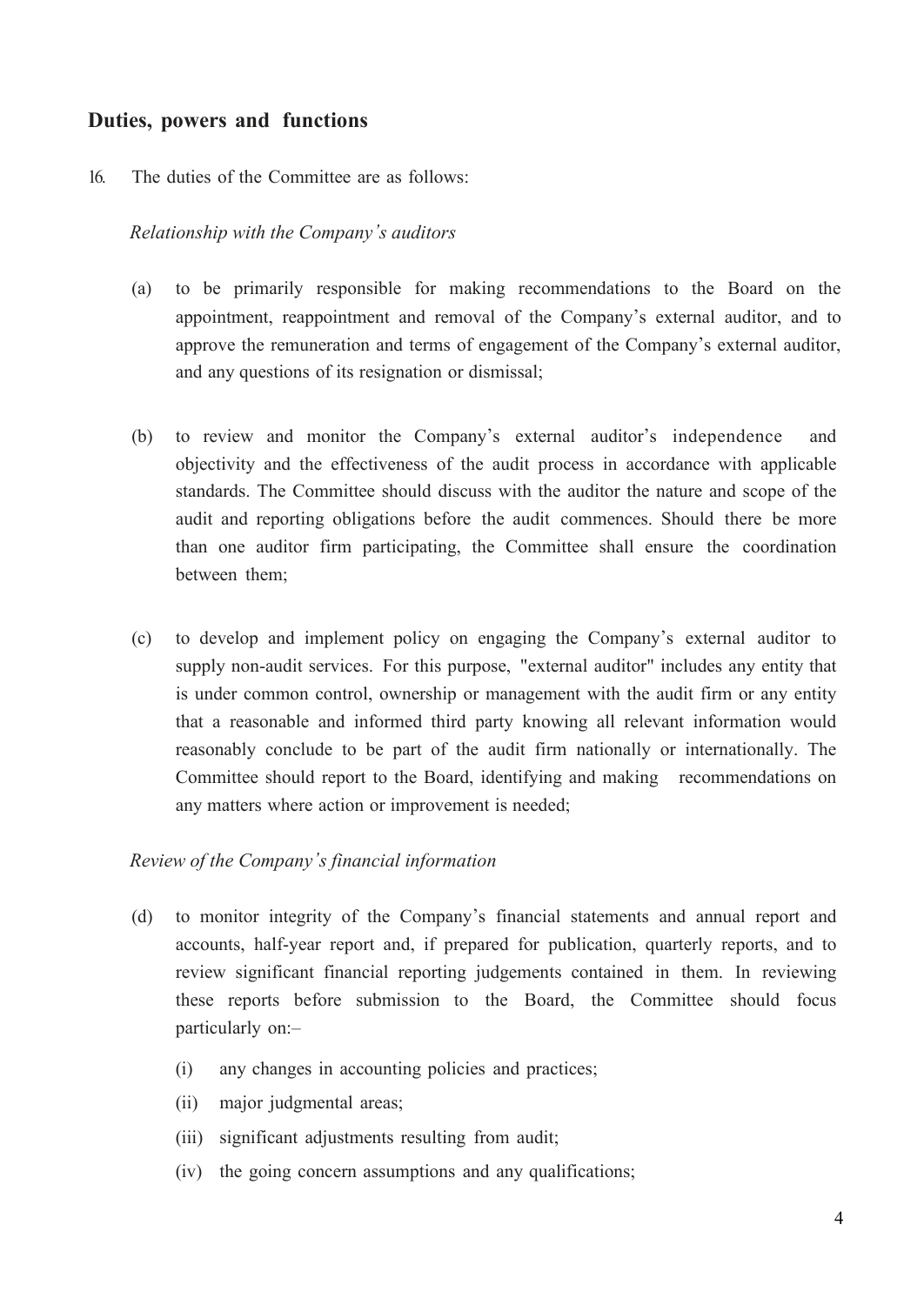## Duties, powers and functions

16. The duties of the Committee are as follows:

*Relationship with the Company's auditors*

(a) to be primarily responsible for making recommendations to the Board on the appointment, reappointment and removal of the Company's external auditor, and to approve the remuneration and terms of engagement of the Company's external auditor, and any questions of its resignation or dismissal;

(b) to review and monitor the Company's external auditor's independence and objectivity and the effectiveness of the audit process in accordance with applicable standards. The Committee should discuss with the auditor the nature and scope of the audit and reporting obligations before the audit commences. Should there be more than one auditor firm participating, the Committee shall ensure the coordination between them;

(c) to develop and implement policy on engaging the Company's external auditor to supply non-audit services. For this purpose, "external auditor" includes any entity that is under common control, ownership or management with the audit firm or any entity that a reasonable and informed third party knowing all relevant information would reasonably conclude to be part of the audit firm nationally or internationally. The Committee should report to the Board, identifying and making recommendations on any matters where action or improvement is needed;

*Review of the Company's financial information*

(d) to monitor integrity of the Company's financial statements and annual report and accounts, half-year report and, if prepared for publication, quarterly reports, and to review significant financial reporting judgements contained in them. In reviewing these reports before submission to the Board, the Committee should focus particularly on:–

    (i) any changes in accounting policies and practices;

    (ii) major judgmental areas;

    (iii) significant adjustments resulting from audit;

    (iv) the going concern assumptions and any qualifications;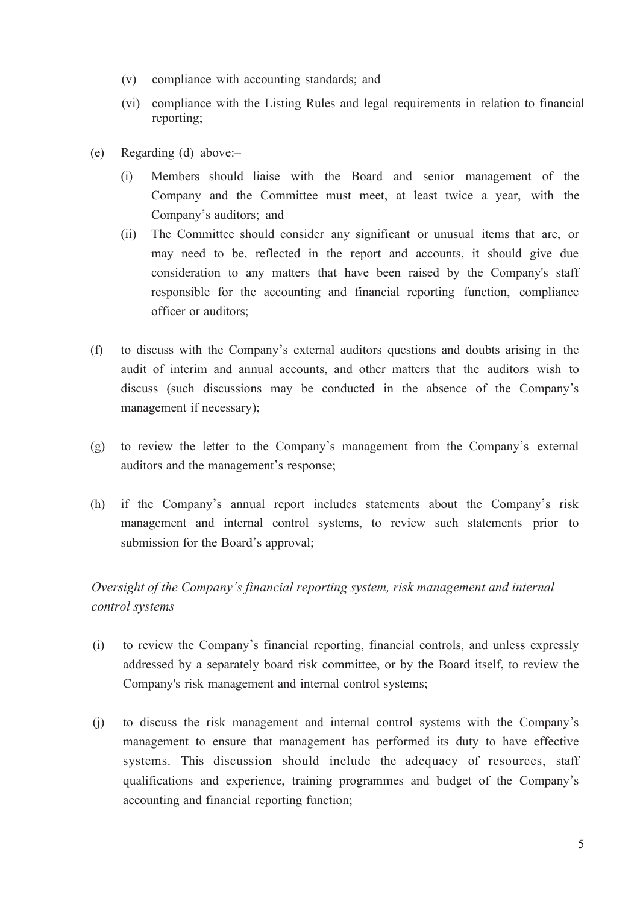(v) compliance with accounting standards; and

(vi) compliance with the Listing Rules and legal requirements in relation to financial reporting;

(e) Regarding (d) above:–

(i) Members should liaise with the Board and senior management of the Company and the Committee must meet, at least twice a year, with the Company's auditors; and

(ii) The Committee should consider any significant or unusual items that are, or may need to be, reflected in the report and accounts, it should give due consideration to any matters that have been raised by the Company's staff responsible for the accounting and financial reporting function, compliance officer or auditors;

(f) to discuss with the Company's external auditors questions and doubts arising in the audit of interim and annual accounts, and other matters that the auditors wish to discuss (such discussions may be conducted in the absence of the Company's management if necessary);

(g) to review the letter to the Company's management from the Company's external auditors and the management's response;

(h) if the Company's annual report includes statements about the Company's risk management and internal control systems, to review such statements prior to submission for the Board's approval;

*Oversight of the Company's financial reporting system, risk management and internal control systems*

(i) to review the Company's financial reporting, financial controls, and unless expressly addressed by a separately board risk committee, or by the Board itself, to review the Company's risk management and internal control systems;

(j) to discuss the risk management and internal control systems with the Company's management to ensure that management has performed its duty to have effective systems. This discussion should include the adequacy of resources, staff qualifications and experience, training programmes and budget of the Company's accounting and financial reporting function;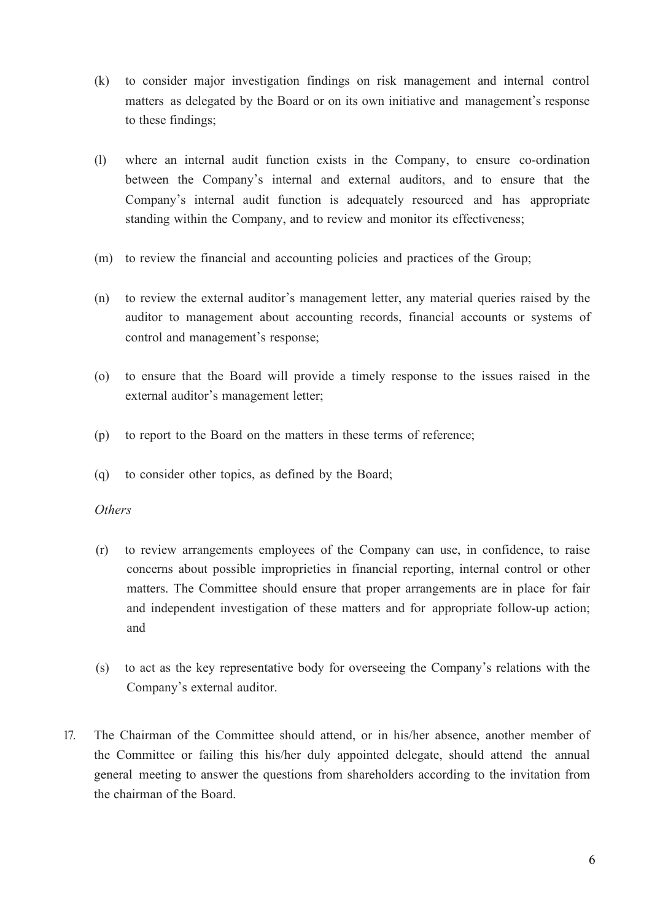(k) to consider major investigation findings on risk management and internal control matters as delegated by the Board or on its own initiative and management's response to these findings;

(l) where an internal audit function exists in the Company, to ensure co-ordination between the Company's internal and external auditors, and to ensure that the Company's internal audit function is adequately resourced and has appropriate standing within the Company, and to review and monitor its effectiveness;

(m) to review the financial and accounting policies and practices of the Group;

(n) to review the external auditor's management letter, any material queries raised by the auditor to management about accounting records, financial accounts or systems of control and management's response;

(o) to ensure that the Board will provide a timely response to the issues raised in the external auditor's management letter;

(p) to report to the Board on the matters in these terms of reference;

(q) to consider other topics, as defined by the Board;

*Others*

(r) to review arrangements employees of the Company can use, in confidence, to raise concerns about possible improprieties in financial reporting, internal control or other matters. The Committee should ensure that proper arrangements are in place for fair and independent investigation of these matters and for appropriate follow-up action; and

(s) to act as the key representative body for overseeing the Company's relations with the Company's external auditor.

17. The Chairman of the Committee should attend, or in his/her absence, another member of the Committee or failing this his/her duly appointed delegate, should attend the annual general meeting to answer the questions from shareholders according to the invitation from the chairman of the Board.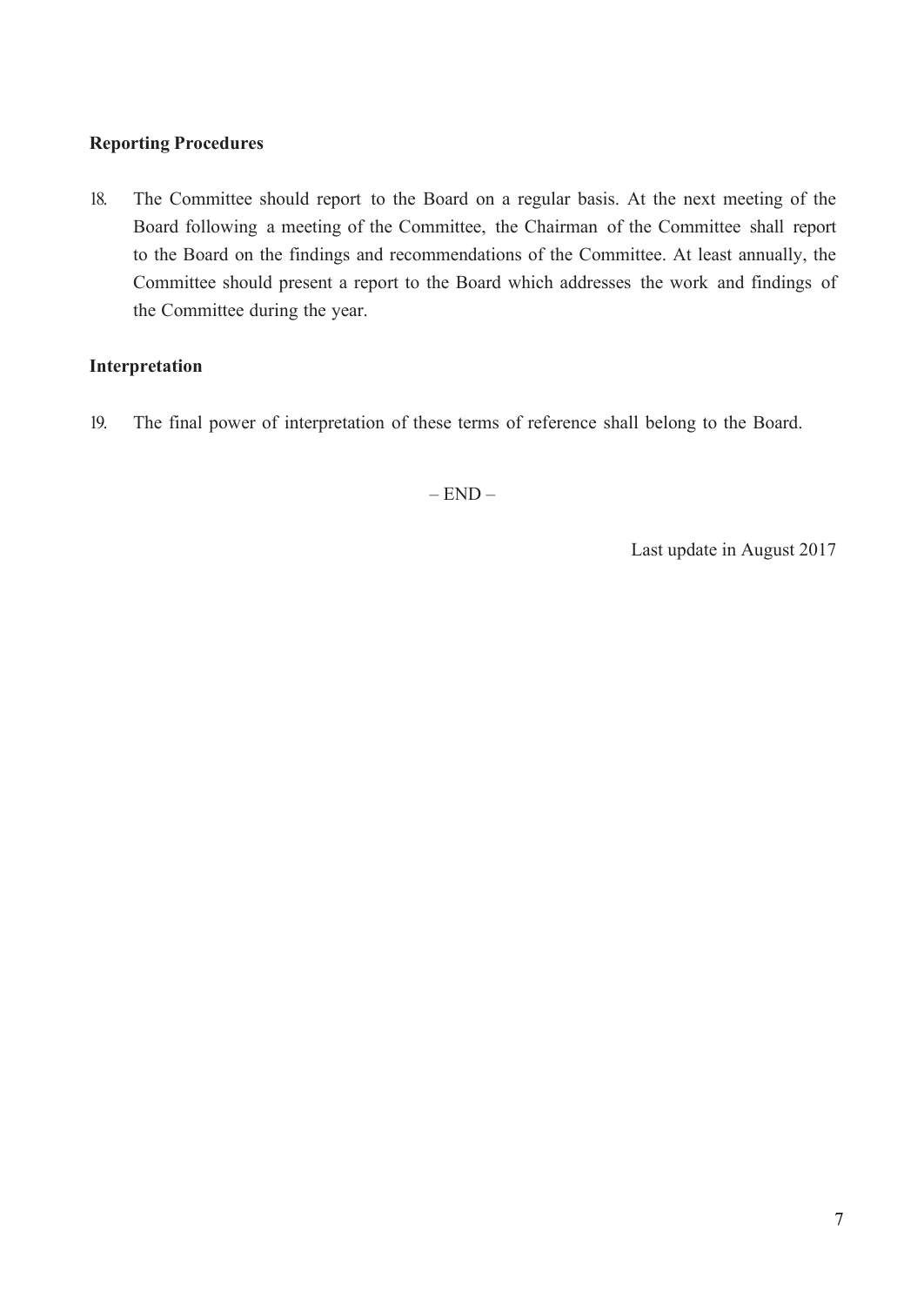**Reporting Procedures**

18. The Committee should report to the Board on a regular basis. At the next meeting of the Board following a meeting of the Committee, the Chairman of the Committee shall report to the Board on the findings and recommendations of the Committee. At least annually, the Committee should present a report to the Board which addresses the work and findings of the Committee during the year.

**Interpretation**

19. The final power of interpretation of these terms of reference shall belong to the Board.

– END –

Last update in August 2017